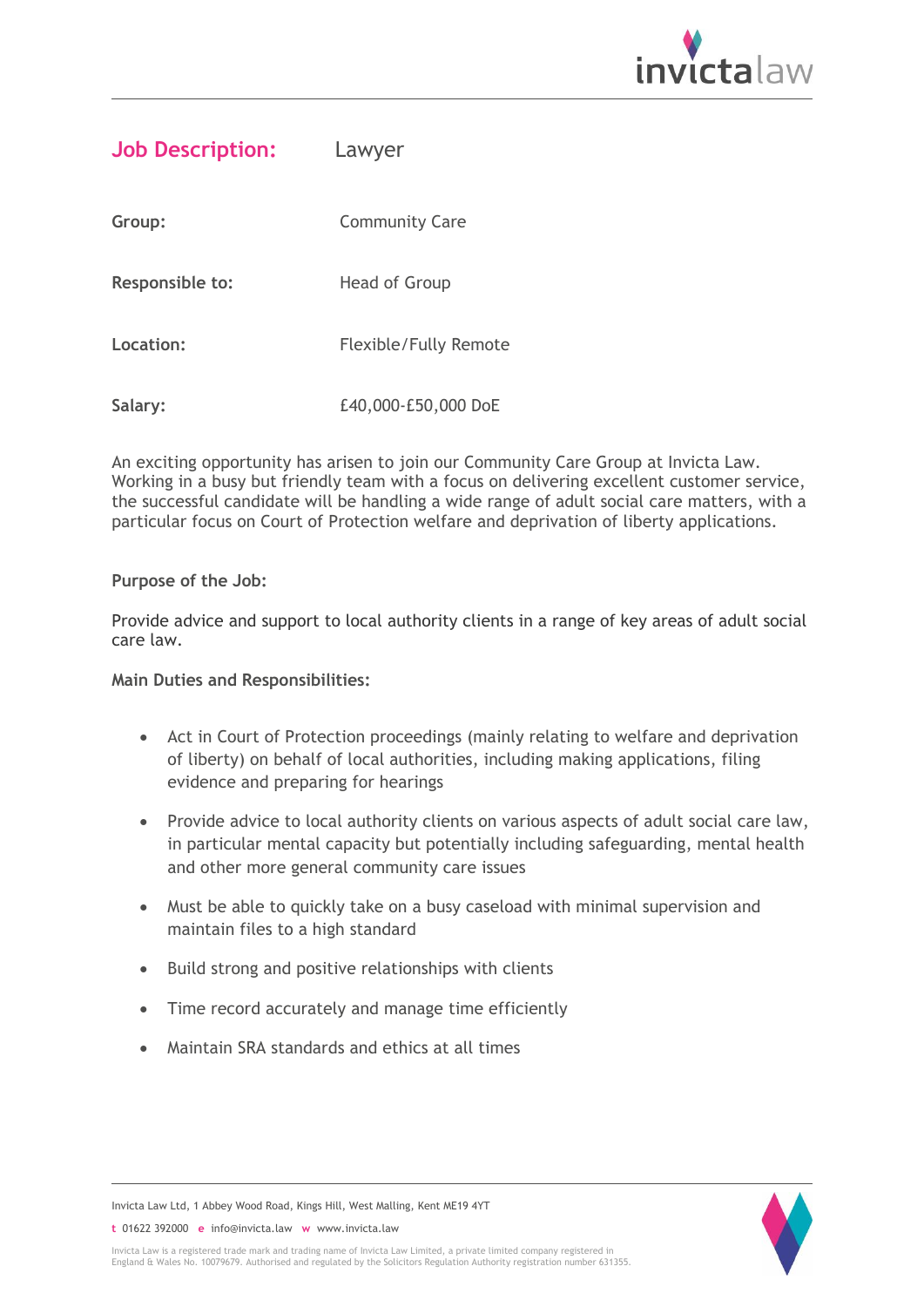# Job Description: Lawyer

**Group:** Community Care

**Responsible to:** Head of Group

**Location:** Flexible/Fully Remote

**Salary:** £40,000-£50,000 DoE

An exciting opportunity has arisen to join our Community Care Group at Invicta Law. Working in a busy but friendly team with a focus on delivering excellent customer service, the successful candidate will be handling a wide range of adult social care matters, with a particular focus on Court of Protection welfare and deprivation of liberty applications.

**Purpose of the Job:**

Provide advice and support to local authority clients in a range of key areas of adult social care law.

**Main Duties and Responsibilities:**

- Act in Court of Protection proceedings (mainly relating to welfare and deprivation of liberty) on behalf of local authorities, including making applications, filing evidence and preparing for hearings
- Provide advice to local authority clients on various aspects of adult social care law, in particular mental capacity but potentially including safeguarding, mental health and other more general community care issues
- Must be able to quickly take on a busy caseload with minimal supervision and maintain files to a high standard
- Build strong and positive relationships with clients
- Time record accurately and manage time efficiently
- Maintain SRA standards and ethics at all times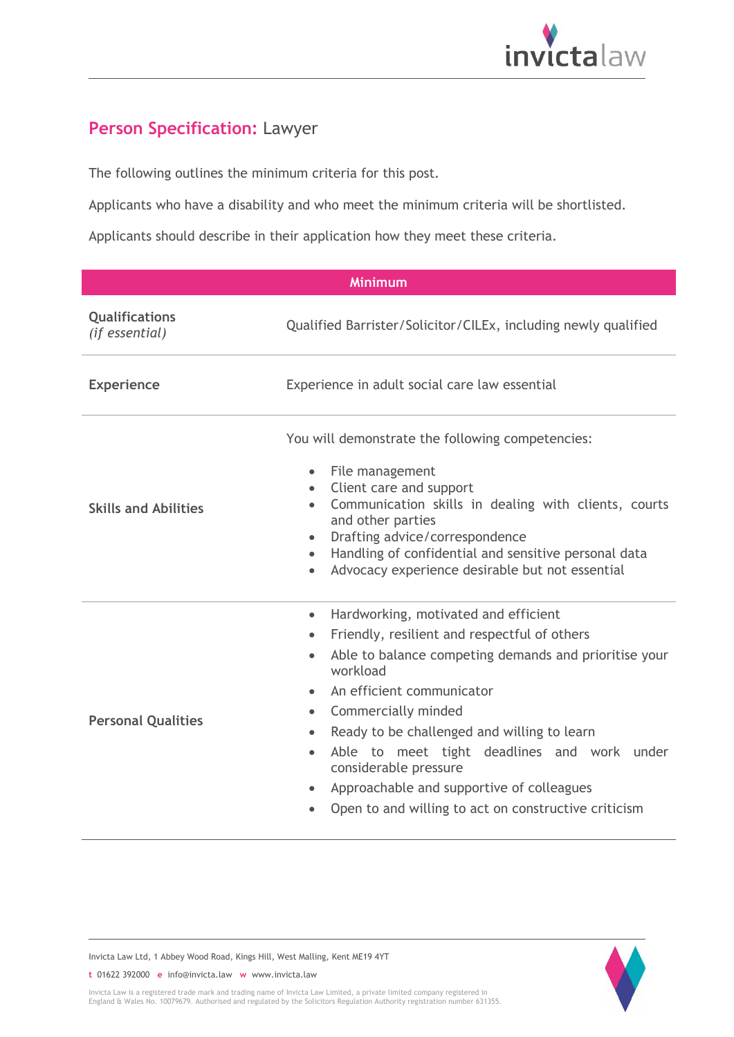## Person Specification: Lawyer

The following outlines the minimum criteria for this post.

Applicants who have a disability and who meet the minimum criteria will be shortlisted.

Applicants should describe in their application how they meet these criteria.

| | Minimum |
|---|---|
| **Qualifications** *(if essential)* | Qualified Barrister/Solicitor/CILEx, including newly qualified |
| **Experience** | Experience in adult social care law essential |
| **Skills and Abilities** | You will demonstrate the following competencies:<br>• File management<br>• Client care and support<br>• Communication skills in dealing with clients, courts and other parties<br>• Drafting advice/correspondence<br>• Handling of confidential and sensitive personal data<br>• Advocacy experience desirable but not essential |
| **Personal Qualities** | • Hardworking, motivated and efficient<br>• Friendly, resilient and respectful of others<br>• Able to balance competing demands and prioritise your workload<br>• An efficient communicator<br>• Commercially minded<br>• Ready to be challenged and willing to learn<br>• Able to meet tight deadlines and work under considerable pressure<br>• Approachable and supportive of colleagues<br>• Open to and willing to act on constructive criticism |

Invicta Law Ltd, 1 Abbey Wood Road, Kings Hill, West Malling, Kent ME19 4YT

t 01622 392000 e info@invicta.law w www.invicta.law

Invicta Law is a registered trade mark and trading name of Invicta Law Limited, a private limited company registered in England & Wales No. 10079679. Authorised and regulated by the Solicitors Regulation Authority registration number 631355.